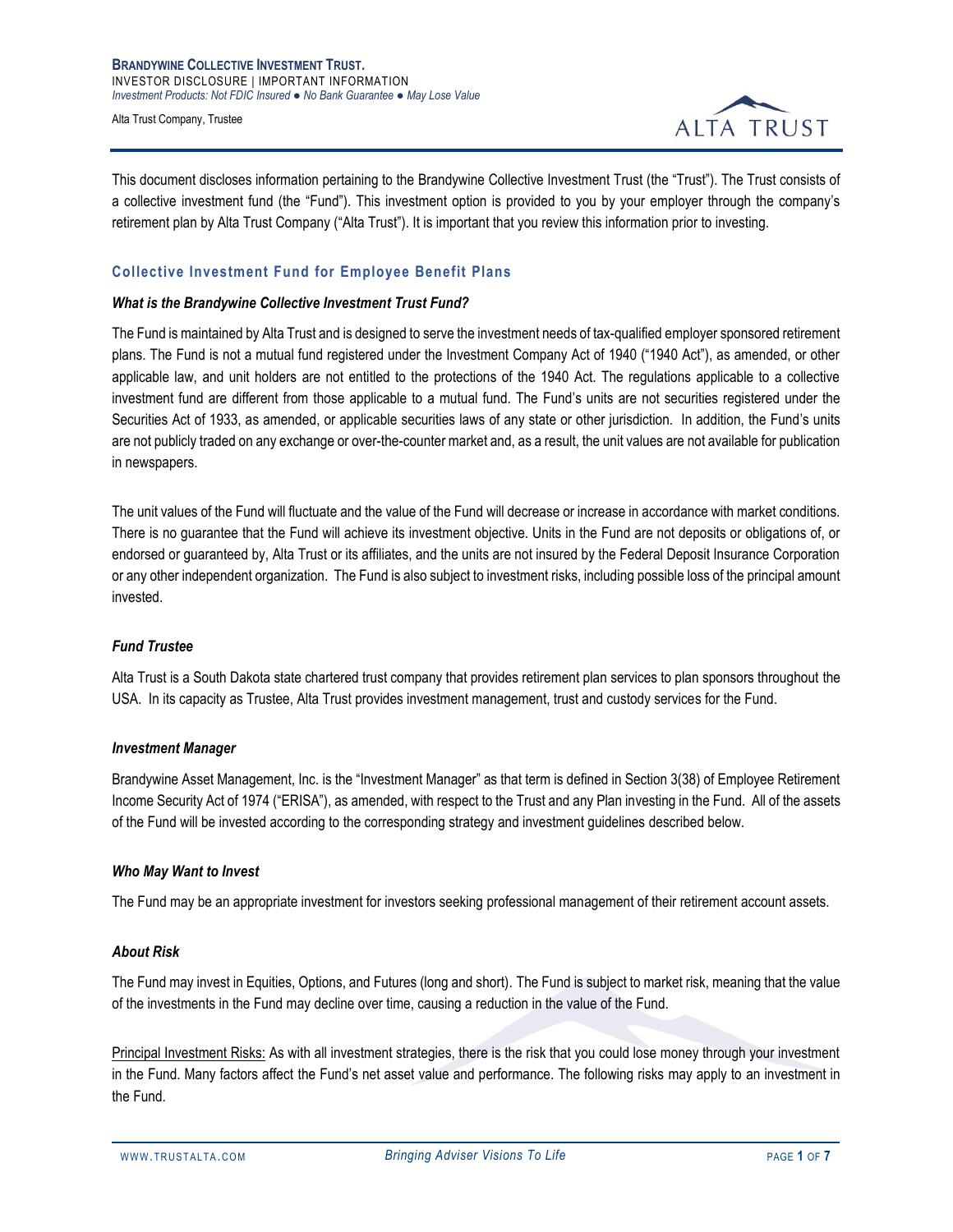**BRANDYWINE COLLECTIVE INVESTMENT TRUST.**
INVESTOR DISCLOSURE | IMPORTANT INFORMATION
*Investment Products: Not FDIC Insured ● No Bank Guarantee ● May Lose Value*

Alta Trust Company, Trustee

This document discloses information pertaining to the Brandywine Collective Investment Trust (the "Trust"). The Trust consists of a collective investment fund (the "Fund"). This investment option is provided to you by your employer through the company's retirement plan by Alta Trust Company ("Alta Trust"). It is important that you review this information prior to investing.

## Collective Investment Fund for Employee Benefit Plans

### *What is the Brandywine Collective Investment Trust Fund?*

The Fund is maintained by Alta Trust and is designed to serve the investment needs of tax-qualified employer sponsored retirement plans. The Fund is not a mutual fund registered under the Investment Company Act of 1940 ("1940 Act"), as amended, or other applicable law, and unit holders are not entitled to the protections of the 1940 Act. The regulations applicable to a collective investment fund are different from those applicable to a mutual fund. The Fund's units are not securities registered under the Securities Act of 1933, as amended, or applicable securities laws of any state or other jurisdiction. In addition, the Fund's units are not publicly traded on any exchange or over-the-counter market and, as a result, the unit values are not available for publication in newspapers.

The unit values of the Fund will fluctuate and the value of the Fund will decrease or increase in accordance with market conditions. There is no guarantee that the Fund will achieve its investment objective. Units in the Fund are not deposits or obligations of, or endorsed or guaranteed by, Alta Trust or its affiliates, and the units are not insured by the Federal Deposit Insurance Corporation or any other independent organization. The Fund is also subject to investment risks, including possible loss of the principal amount invested.

### *Fund Trustee*

Alta Trust is a South Dakota state chartered trust company that provides retirement plan services to plan sponsors throughout the USA. In its capacity as Trustee, Alta Trust provides investment management, trust and custody services for the Fund.

### *Investment Manager*

Brandywine Asset Management, Inc. is the "Investment Manager" as that term is defined in Section 3(38) of Employee Retirement Income Security Act of 1974 ("ERISA"), as amended, with respect to the Trust and any Plan investing in the Fund. All of the assets of the Fund will be invested according to the corresponding strategy and investment guidelines described below.

### *Who May Want to Invest*

The Fund may be an appropriate investment for investors seeking professional management of their retirement account assets.

### *About Risk*

The Fund may invest in Equities, Options, and Futures (long and short). The Fund is subject to market risk, meaning that the value of the investments in the Fund may decline over time, causing a reduction in the value of the Fund.

Principal Investment Risks: As with all investment strategies, there is the risk that you could lose money through your investment in the Fund. Many factors affect the Fund's net asset value and performance. The following risks may apply to an investment in the Fund.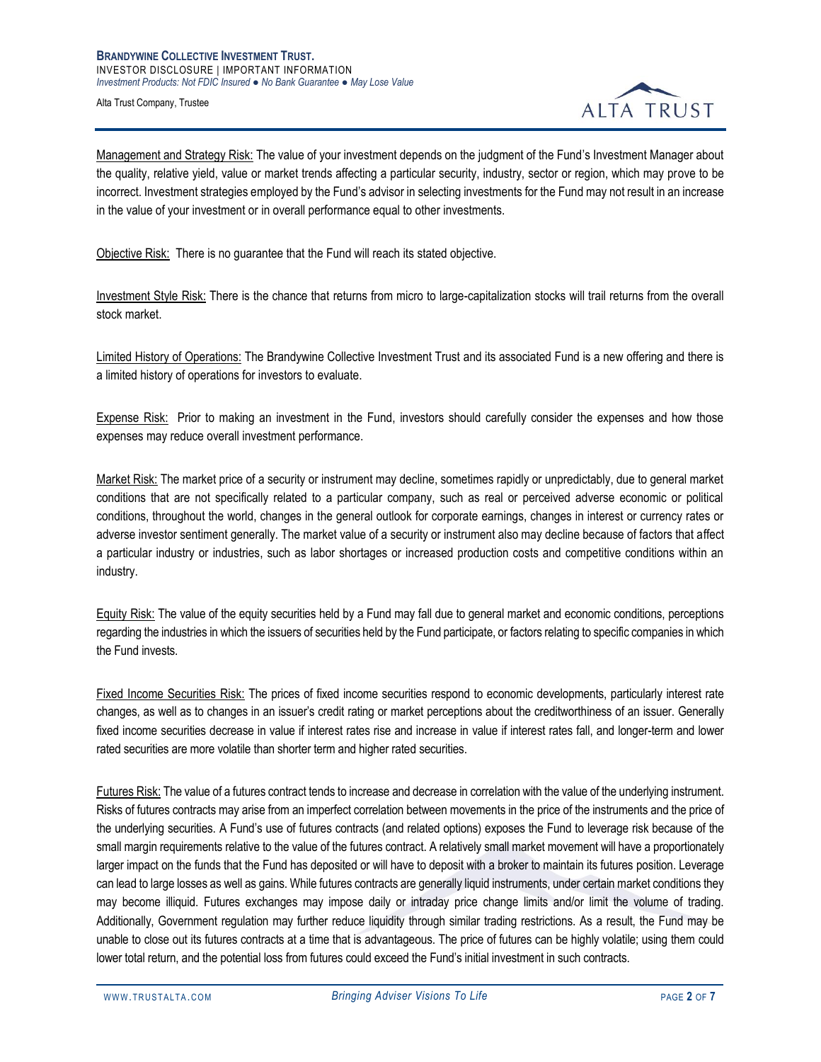Management and Strategy Risk: The value of your investment depends on the judgment of the Fund's Investment Manager about the quality, relative yield, value or market trends affecting a particular security, industry, sector or region, which may prove to be incorrect. Investment strategies employed by the Fund's advisor in selecting investments for the Fund may not result in an increase in the value of your investment or in overall performance equal to other investments.

Objective Risk: There is no guarantee that the Fund will reach its stated objective.

Investment Style Risk: There is the chance that returns from micro to large-capitalization stocks will trail returns from the overall stock market.

Limited History of Operations: The Brandywine Collective Investment Trust and its associated Fund is a new offering and there is a limited history of operations for investors to evaluate.

Expense Risk: Prior to making an investment in the Fund, investors should carefully consider the expenses and how those expenses may reduce overall investment performance.

Market Risk: The market price of a security or instrument may decline, sometimes rapidly or unpredictably, due to general market conditions that are not specifically related to a particular company, such as real or perceived adverse economic or political conditions, throughout the world, changes in the general outlook for corporate earnings, changes in interest or currency rates or adverse investor sentiment generally. The market value of a security or instrument also may decline because of factors that affect a particular industry or industries, such as labor shortages or increased production costs and competitive conditions within an industry.

Equity Risk: The value of the equity securities held by a Fund may fall due to general market and economic conditions, perceptions regarding the industries in which the issuers of securities held by the Fund participate, or factors relating to specific companies in which the Fund invests.

Fixed Income Securities Risk: The prices of fixed income securities respond to economic developments, particularly interest rate changes, as well as to changes in an issuer's credit rating or market perceptions about the creditworthiness of an issuer. Generally fixed income securities decrease in value if interest rates rise and increase in value if interest rates fall, and longer-term and lower rated securities are more volatile than shorter term and higher rated securities.

Futures Risk: The value of a futures contract tends to increase and decrease in correlation with the value of the underlying instrument. Risks of futures contracts may arise from an imperfect correlation between movements in the price of the instruments and the price of the underlying securities. A Fund's use of futures contracts (and related options) exposes the Fund to leverage risk because of the small margin requirements relative to the value of the futures contract. A relatively small market movement will have a proportionately larger impact on the funds that the Fund has deposited or will have to deposit with a broker to maintain its futures position. Leverage can lead to large losses as well as gains. While futures contracts are generally liquid instruments, under certain market conditions they may become illiquid. Futures exchanges may impose daily or intraday price change limits and/or limit the volume of trading. Additionally, Government regulation may further reduce liquidity through similar trading restrictions. As a result, the Fund may be unable to close out its futures contracts at a time that is advantageous. The price of futures can be highly volatile; using them could lower total return, and the potential loss from futures could exceed the Fund's initial investment in such contracts.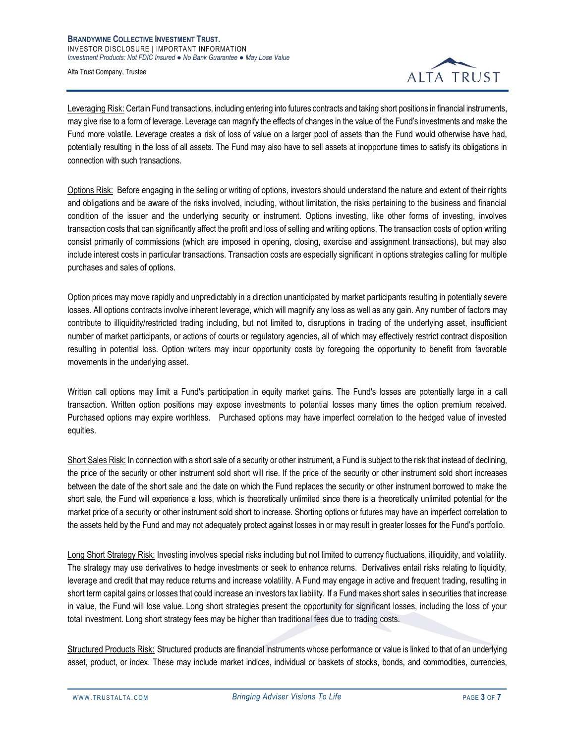Leveraging Risk: Certain Fund transactions, including entering into futures contracts and taking short positions in financial instruments, may give rise to a form of leverage. Leverage can magnify the effects of changes in the value of the Fund's investments and make the Fund more volatile. Leverage creates a risk of loss of value on a larger pool of assets than the Fund would otherwise have had, potentially resulting in the loss of all assets. The Fund may also have to sell assets at inopportune times to satisfy its obligations in connection with such transactions.

Options Risk: Before engaging in the selling or writing of options, investors should understand the nature and extent of their rights and obligations and be aware of the risks involved, including, without limitation, the risks pertaining to the business and financial condition of the issuer and the underlying security or instrument. Options investing, like other forms of investing, involves transaction costs that can significantly affect the profit and loss of selling and writing options. The transaction costs of option writing consist primarily of commissions (which are imposed in opening, closing, exercise and assignment transactions), but may also include interest costs in particular transactions. Transaction costs are especially significant in options strategies calling for multiple purchases and sales of options.

Option prices may move rapidly and unpredictably in a direction unanticipated by market participants resulting in potentially severe losses. All options contracts involve inherent leverage, which will magnify any loss as well as any gain. Any number of factors may contribute to illiquidity/restricted trading including, but not limited to, disruptions in trading of the underlying asset, insufficient number of market participants, or actions of courts or regulatory agencies, all of which may effectively restrict contract disposition resulting in potential loss. Option writers may incur opportunity costs by foregoing the opportunity to benefit from favorable movements in the underlying asset.

Written call options may limit a Fund's participation in equity market gains. The Fund's losses are potentially large in a call transaction. Written option positions may expose investments to potential losses many times the option premium received. Purchased options may expire worthless. Purchased options may have imperfect correlation to the hedged value of invested equities.

Short Sales Risk: In connection with a short sale of a security or other instrument, a Fund is subject to the risk that instead of declining, the price of the security or other instrument sold short will rise. If the price of the security or other instrument sold short increases between the date of the short sale and the date on which the Fund replaces the security or other instrument borrowed to make the short sale, the Fund will experience a loss, which is theoretically unlimited since there is a theoretically unlimited potential for the market price of a security or other instrument sold short to increase. Shorting options or futures may have an imperfect correlation to the assets held by the Fund and may not adequately protect against losses in or may result in greater losses for the Fund's portfolio.

Long Short Strategy Risk: Investing involves special risks including but not limited to currency fluctuations, illiquidity, and volatility. The strategy may use derivatives to hedge investments or seek to enhance returns. Derivatives entail risks relating to liquidity, leverage and credit that may reduce returns and increase volatility. A Fund may engage in active and frequent trading, resulting in short term capital gains or losses that could increase an investors tax liability. If a Fund makes short sales in securities that increase in value, the Fund will lose value. Long short strategies present the opportunity for significant losses, including the loss of your total investment. Long short strategy fees may be higher than traditional fees due to trading costs.

Structured Products Risk: Structured products are financial instruments whose performance or value is linked to that of an underlying asset, product, or index. These may include market indices, individual or baskets of stocks, bonds, and commodities, currencies,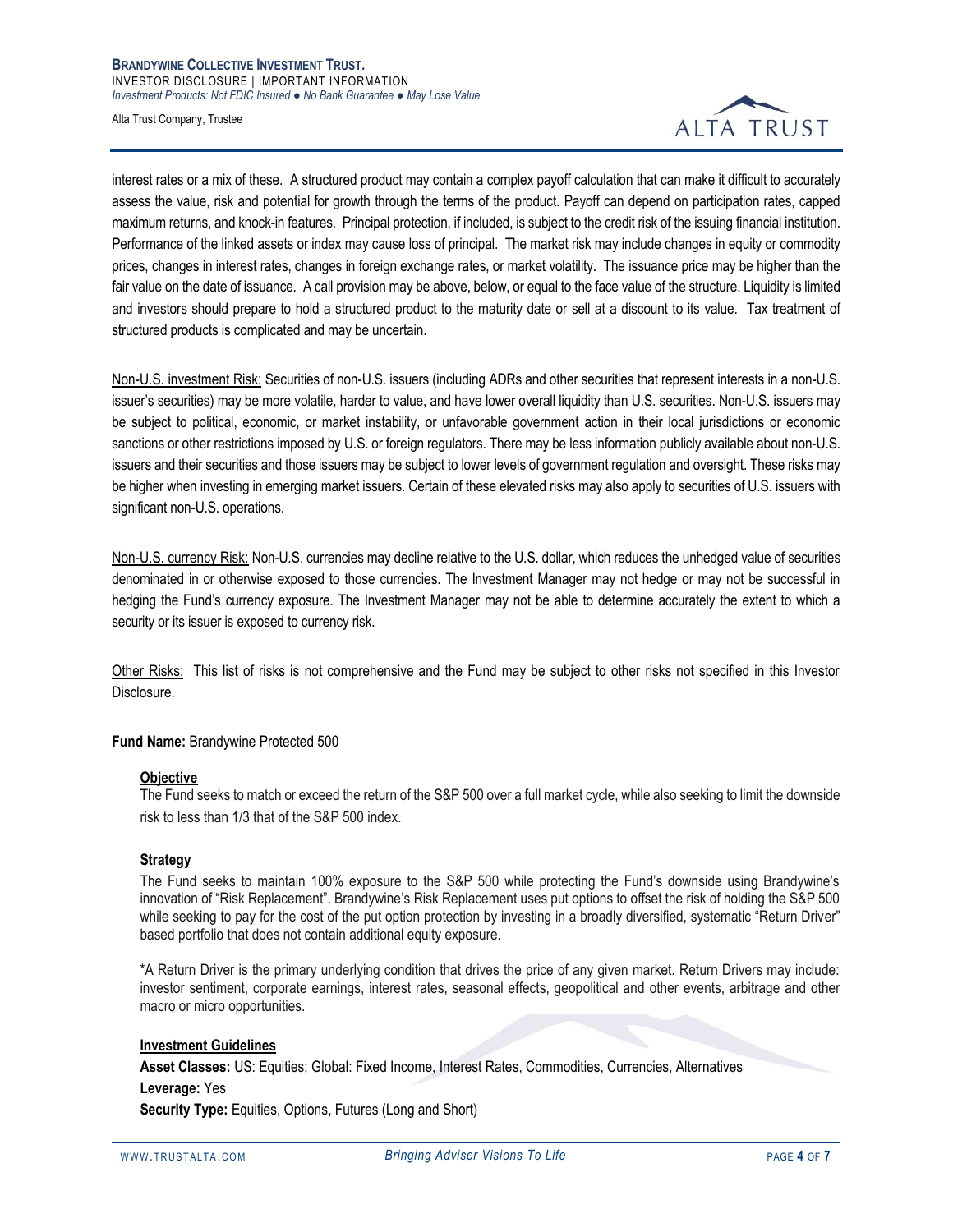interest rates or a mix of these. A structured product may contain a complex payoff calculation that can make it difficult to accurately assess the value, risk and potential for growth through the terms of the product. Payoff can depend on participation rates, capped maximum returns, and knock-in features. Principal protection, if included, is subject to the credit risk of the issuing financial institution. Performance of the linked assets or index may cause loss of principal. The market risk may include changes in equity or commodity prices, changes in interest rates, changes in foreign exchange rates, or market volatility. The issuance price may be higher than the fair value on the date of issuance. A call provision may be above, below, or equal to the face value of the structure. Liquidity is limited and investors should prepare to hold a structured product to the maturity date or sell at a discount to its value. Tax treatment of structured products is complicated and may be uncertain.

Non-U.S. investment Risk: Securities of non-U.S. issuers (including ADRs and other securities that represent interests in a non-U.S. issuer's securities) may be more volatile, harder to value, and have lower overall liquidity than U.S. securities. Non-U.S. issuers may be subject to political, economic, or market instability, or unfavorable government action in their local jurisdictions or economic sanctions or other restrictions imposed by U.S. or foreign regulators. There may be less information publicly available about non-U.S. issuers and their securities and those issuers may be subject to lower levels of government regulation and oversight. These risks may be higher when investing in emerging market issuers. Certain of these elevated risks may also apply to securities of U.S. issuers with significant non-U.S. operations.

Non-U.S. currency Risk: Non-U.S. currencies may decline relative to the U.S. dollar, which reduces the unhedged value of securities denominated in or otherwise exposed to those currencies. The Investment Manager may not hedge or may not be successful in hedging the Fund's currency exposure. The Investment Manager may not be able to determine accurately the extent to which a security or its issuer is exposed to currency risk.

Other Risks: This list of risks is not comprehensive and the Fund may be subject to other risks not specified in this Investor Disclosure.

**Fund Name:** Brandywine Protected 500

**Objective**

The Fund seeks to match or exceed the return of the S&P 500 over a full market cycle, while also seeking to limit the downside risk to less than 1/3 that of the S&P 500 index.

**Strategy**

The Fund seeks to maintain 100% exposure to the S&P 500 while protecting the Fund's downside using Brandywine's innovation of "Risk Replacement". Brandywine's Risk Replacement uses put options to offset the risk of holding the S&P 500 while seeking to pay for the cost of the put option protection by investing in a broadly diversified, systematic "Return Driver" based portfolio that does not contain additional equity exposure.

*A Return Driver is the primary underlying condition that drives the price of any given market. Return Drivers may include: investor sentiment, corporate earnings, interest rates, seasonal effects, geopolitical and other events, arbitrage and other macro or micro opportunities.

**Investment Guidelines**

**Asset Classes:** US: Equities; Global: Fixed Income, Interest Rates, Commodities, Currencies, Alternatives

**Leverage:** Yes

**Security Type:** Equities, Options, Futures (Long and Short)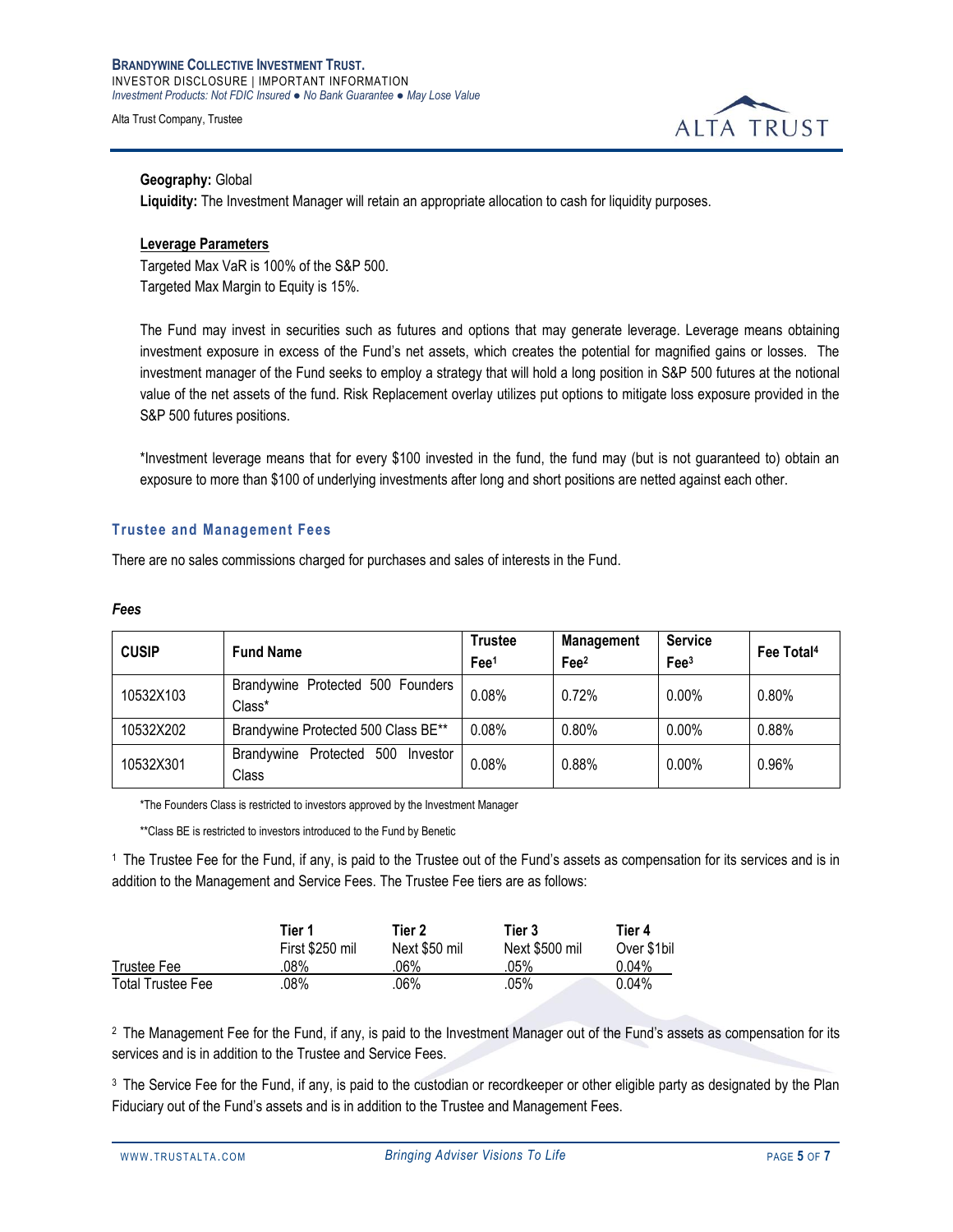**Geography:** Global

**Liquidity:** The Investment Manager will retain an appropriate allocation to cash for liquidity purposes.

**Leverage Parameters**

Targeted Max VaR is 100% of the S&P 500.
Targeted Max Margin to Equity is 15%.

The Fund may invest in securities such as futures and options that may generate leverage. Leverage means obtaining investment exposure in excess of the Fund's net assets, which creates the potential for magnified gains or losses. The investment manager of the Fund seeks to employ a strategy that will hold a long position in S&P 500 futures at the notional value of the net assets of the fund. Risk Replacement overlay utilizes put options to mitigate loss exposure provided in the S&P 500 futures positions.

*Investment leverage means that for every $100 invested in the fund, the fund may (but is not guaranteed to) obtain an exposure to more than $100 of underlying investments after long and short positions are netted against each other.

## Trustee and Management Fees

There are no sales commissions charged for purchases and sales of interests in the Fund.

***Fees***

| CUSIP | Fund Name | Trustee Fee[1] | Management Fee[2] | Service Fee[3] | Fee Total[4] |
|---|---|---|---|---|---|
| 10532X103 | Brandywine Protected 500 Founders Class* | 0.08% | 0.72% | 0.00% | 0.80% |
| 10532X202 | Brandywine Protected 500 Class BE** | 0.08% | 0.80% | 0.00% | 0.88% |
| 10532X301 | Brandywine Protected 500 Investor Class | 0.08% | 0.88% | 0.00% | 0.96% |

*The Founders Class is restricted to investors approved by the Investment Manager

**Class BE is restricted to investors introduced to the Fund by Benetic

[1] The Trustee Fee for the Fund, if any, is paid to the Trustee out of the Fund's assets as compensation for its services and is in addition to the Management and Service Fees. The Trustee Fee tiers are as follows:

| | Tier 1 First $250 mil | Tier 2 Next $50 mil | Tier 3 Next $500 mil | Tier 4 Over $1bil |
|---|---|---|---|---|
| Trustee Fee | .08% | .06% | .05% | 0.04% |
| Total Trustee Fee | .08% | .06% | .05% | 0.04% |

[2] The Management Fee for the Fund, if any, is paid to the Investment Manager out of the Fund's assets as compensation for its services and is in addition to the Trustee and Service Fees.

[3] The Service Fee for the Fund, if any, is paid to the custodian or recordkeeper or other eligible party as designated by the Plan Fiduciary out of the Fund's assets and is in addition to the Trustee and Management Fees.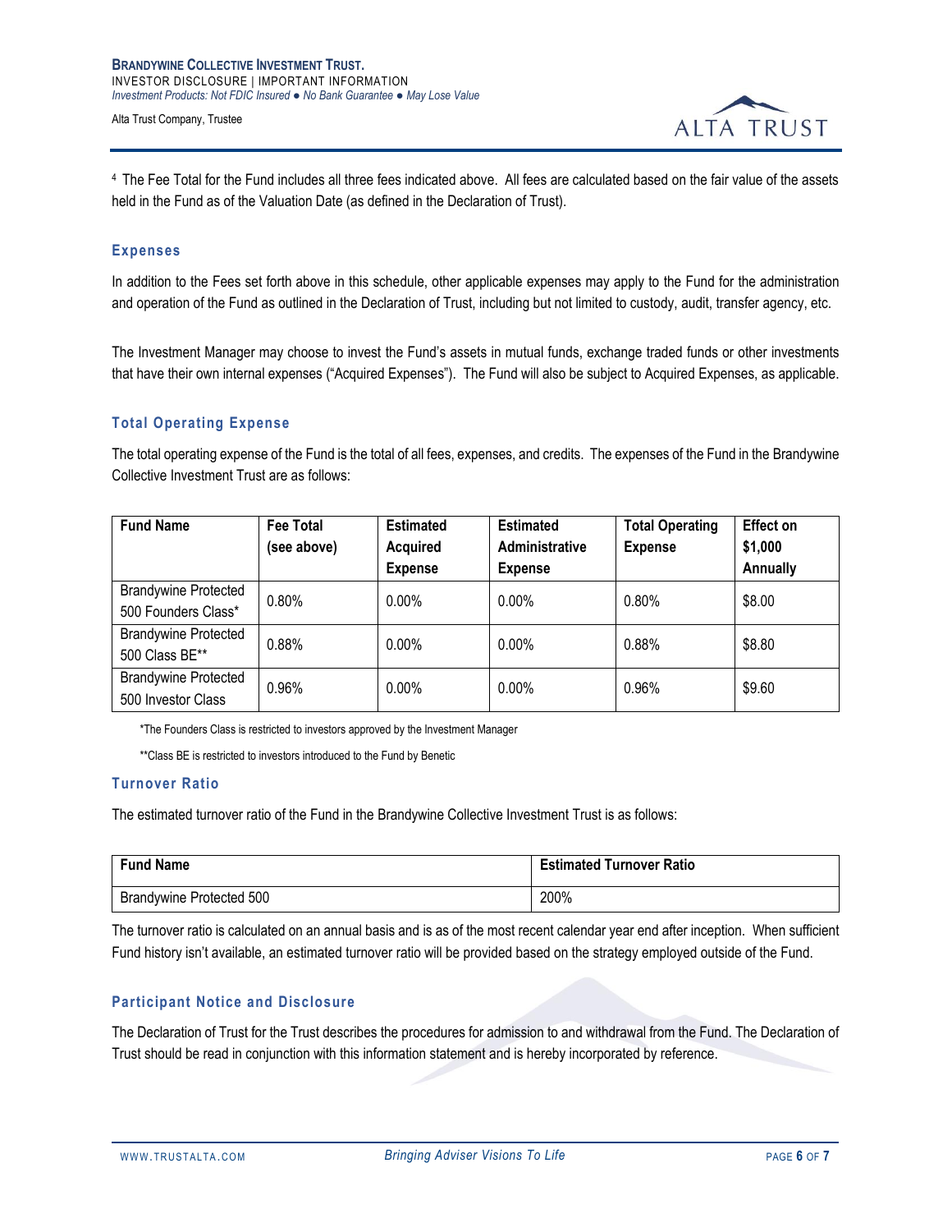[4] The Fee Total for the Fund includes all three fees indicated above. All fees are calculated based on the fair value of the assets held in the Fund as of the Valuation Date (as defined in the Declaration of Trust).

## Expenses

In addition to the Fees set forth above in this schedule, other applicable expenses may apply to the Fund for the administration and operation of the Fund as outlined in the Declaration of Trust, including but not limited to custody, audit, transfer agency, etc.

The Investment Manager may choose to invest the Fund's assets in mutual funds, exchange traded funds or other investments that have their own internal expenses ("Acquired Expenses"). The Fund will also be subject to Acquired Expenses, as applicable.

## Total Operating Expense

The total operating expense of the Fund is the total of all fees, expenses, and credits. The expenses of the Fund in the Brandywine Collective Investment Trust are as follows:

| Fund Name | Fee Total (see above) | Estimated Acquired Expense | Estimated Administrative Expense | Total Operating Expense | Effect on $1,000 Annually |
|---|---|---|---|---|---|
| Brandywine Protected 500 Founders Class* | 0.80% | 0.00% | 0.00% | 0.80% | $8.00 |
| Brandywine Protected 500 Class BE** | 0.88% | 0.00% | 0.00% | 0.88% | $8.80 |
| Brandywine Protected 500 Investor Class | 0.96% | 0.00% | 0.00% | 0.96% | $9.60 |

*The Founders Class is restricted to investors approved by the Investment Manager

**Class BE is restricted to investors introduced to the Fund by Benetic

## Turnover Ratio

The estimated turnover ratio of the Fund in the Brandywine Collective Investment Trust is as follows:

| Fund Name | Estimated Turnover Ratio |
|---|---|
| Brandywine Protected 500 | 200% |

The turnover ratio is calculated on an annual basis and is as of the most recent calendar year end after inception. When sufficient Fund history isn't available, an estimated turnover ratio will be provided based on the strategy employed outside of the Fund.

## Participant Notice and Disclosure

The Declaration of Trust for the Trust describes the procedures for admission to and withdrawal from the Fund. The Declaration of Trust should be read in conjunction with this information statement and is hereby incorporated by reference.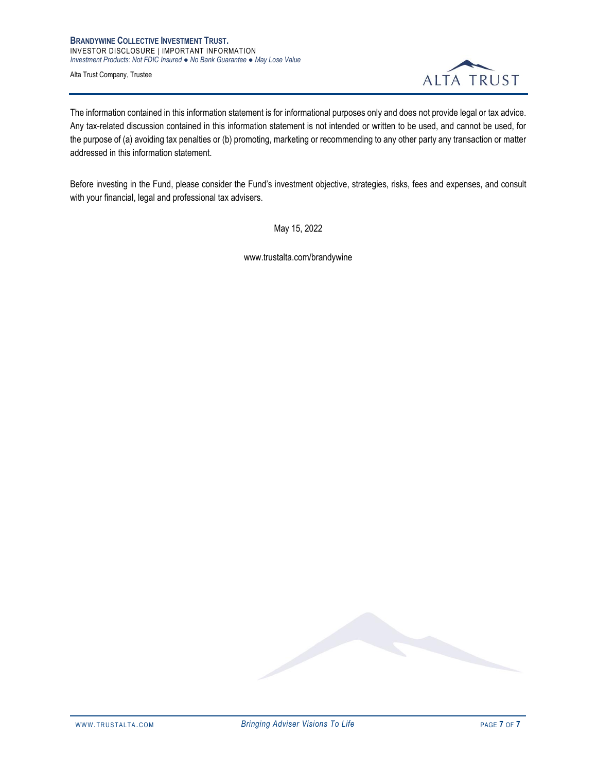The information contained in this information statement is for informational purposes only and does not provide legal or tax advice. Any tax-related discussion contained in this information statement is not intended or written to be used, and cannot be used, for the purpose of (a) avoiding tax penalties or (b) promoting, marketing or recommending to any other party any transaction or matter addressed in this information statement.

Before investing in the Fund, please consider the Fund's investment objective, strategies, risks, fees and expenses, and consult with your financial, legal and professional tax advisers.

May 15, 2022

www.trustalta.com/brandywine